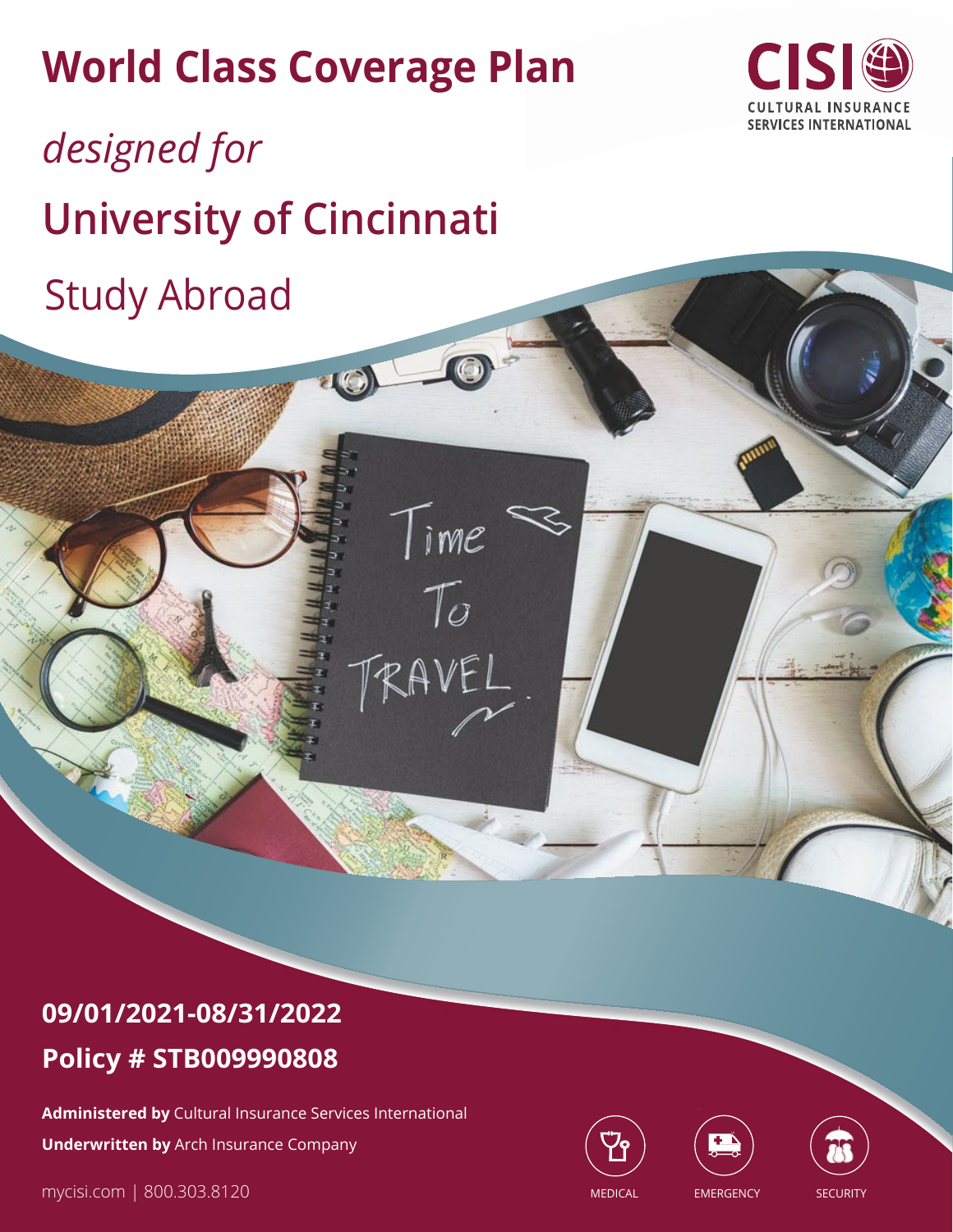# World Class Coverage Plan

*designed for*

## University of Cincinnati

Study Abroad

CISI
CULTURAL INSURANCE SERVICES INTERNATIONAL

**09/01/2021-08/31/2022**

**Policy # STB009990808**

**Administered by** Cultural Insurance Services International

**Underwritten by** Arch Insurance Company

mycisi.com | 800.303.8120

MEDICAL EMERGENCY SECURITY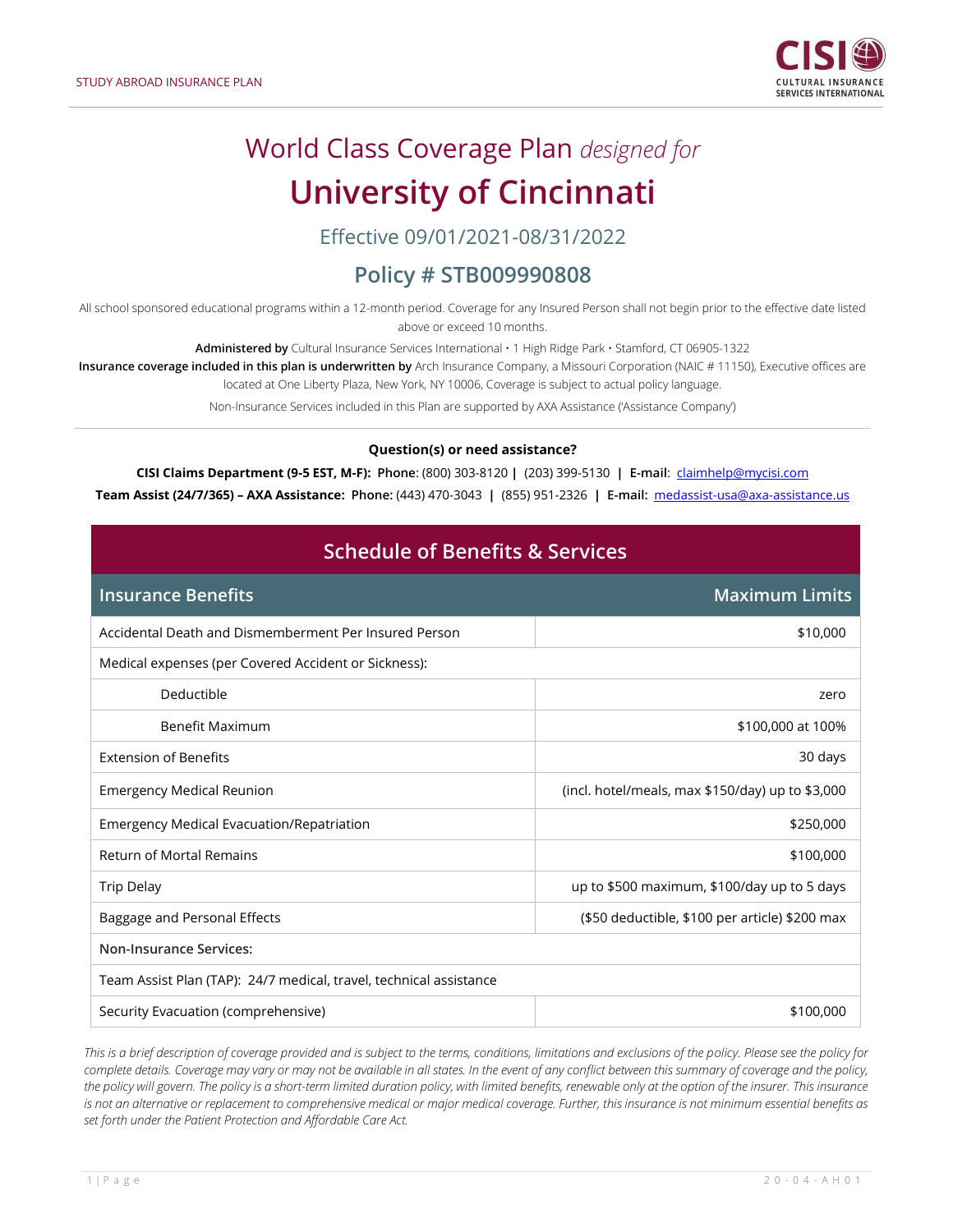STUDY ABROAD INSURANCE PLAN

# World Class Coverage Plan *designed for*

# University of Cincinnati

## Effective 09/01/2021-08/31/2022

## Policy # STB009990808

All school sponsored educational programs within a 12-month period. Coverage for any Insured Person shall not begin prior to the effective date listed above or exceed 10 months.

**Administered by** Cultural Insurance Services International • 1 High Ridge Park • Stamford, CT 06905-1322

**Insurance coverage included in this plan is underwritten by** Arch Insurance Company, a Missouri Corporation (NAIC # 11150), Executive offices are located at One Liberty Plaza, New York, NY 10006, Coverage is subject to actual policy language.

Non-Insurance Services included in this Plan are supported by AXA Assistance ('Assistance Company')

**Question(s) or need assistance?**

**CISI Claims Department (9-5 EST, M-F): Phone**: (800) 303-8120 **|** (203) 399-5130 **| E-mail**: claimhelp@mycisi.com

**Team Assist (24/7/365) – AXA Assistance: Phone:** (443) 470-3043 **|** (855) 951-2326 **| E-mail:** medassist-usa@axa-assistance.us

## Schedule of Benefits & Services

| Insurance Benefits | Maximum Limits |
|---|---|
| Accidental Death and Dismemberment Per Insured Person | $10,000 |
| Medical expenses (per Covered Accident or Sickness): | |
| Deductible | zero |
| Benefit Maximum | $100,000 at 100% |
| Extension of Benefits | 30 days |
| Emergency Medical Reunion | (incl. hotel/meals, max $150/day) up to $3,000 |
| Emergency Medical Evacuation/Repatriation | $250,000 |
| Return of Mortal Remains | $100,000 |
| Trip Delay | up to $500 maximum, $100/day up to 5 days |
| Baggage and Personal Effects | ($50 deductible, $100 per article) $200 max |
| **Non-Insurance Services:** | |
| Team Assist Plan (TAP): 24/7 medical, travel, technical assistance | |
| Security Evacuation (comprehensive) | $100,000 |

*This is a brief description of coverage provided and is subject to the terms, conditions, limitations and exclusions of the policy. Please see the policy for complete details. Coverage may vary or may not be available in all states. In the event of any conflict between this summary of coverage and the policy, the policy will govern. The policy is a short-term limited duration policy, with limited benefits, renewable only at the option of the insurer. This insurance is not an alternative or replacement to comprehensive medical or major medical coverage. Further, this insurance is not minimum essential benefits as set forth under the Patient Protection and Affordable Care Act.*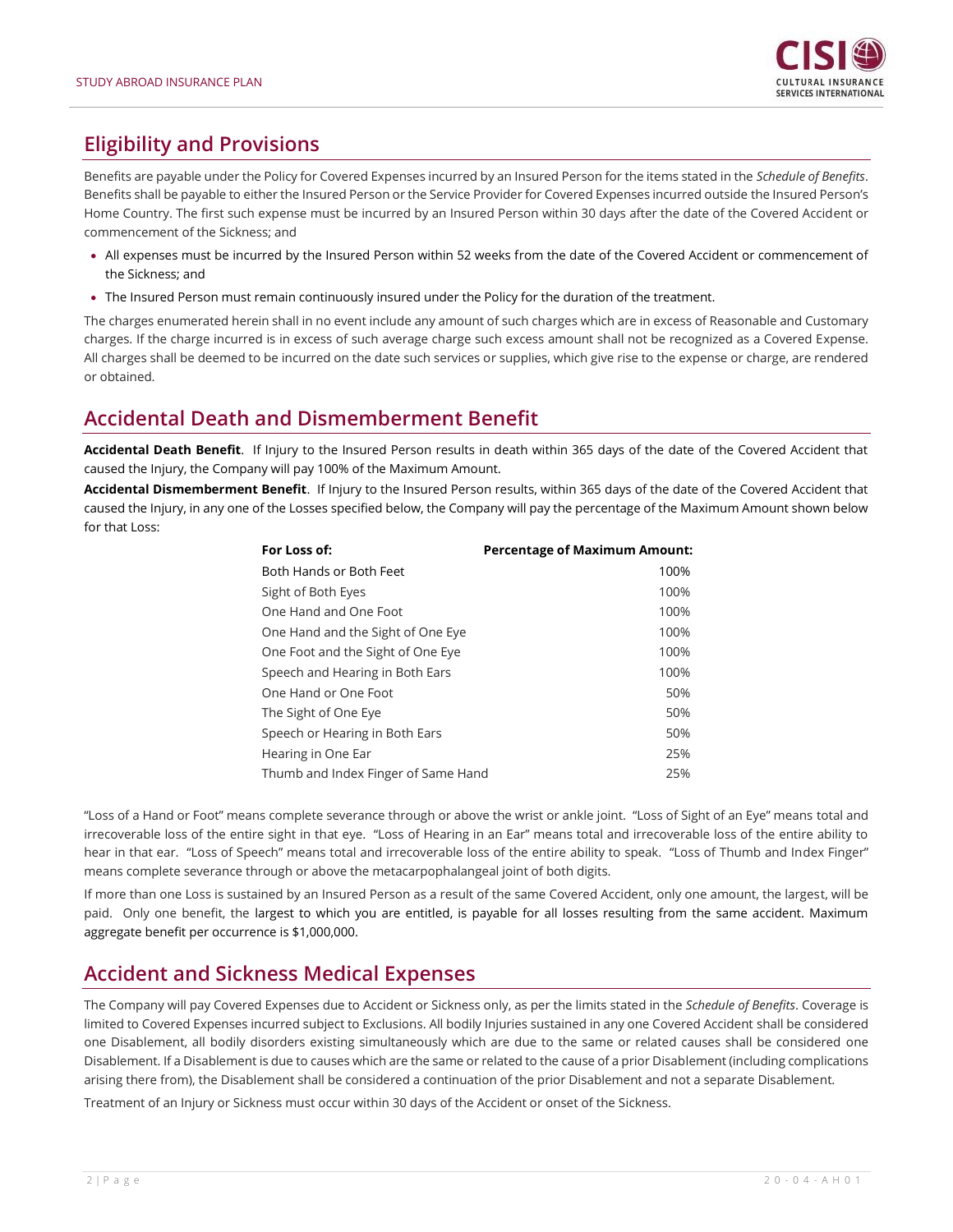## Eligibility and Provisions

Benefits are payable under the Policy for Covered Expenses incurred by an Insured Person for the items stated in the *Schedule of Benefits*. Benefits shall be payable to either the Insured Person or the Service Provider for Covered Expenses incurred outside the Insured Person's Home Country. The first such expense must be incurred by an Insured Person within 30 days after the date of the Covered Accident or commencement of the Sickness; and

- All expenses must be incurred by the Insured Person within 52 weeks from the date of the Covered Accident or commencement of the Sickness; and
- The Insured Person must remain continuously insured under the Policy for the duration of the treatment.

The charges enumerated herein shall in no event include any amount of such charges which are in excess of Reasonable and Customary charges. If the charge incurred is in excess of such average charge such excess amount shall not be recognized as a Covered Expense. All charges shall be deemed to be incurred on the date such services or supplies, which give rise to the expense or charge, are rendered or obtained.

## Accidental Death and Dismemberment Benefit

**Accidental Death Benefit**. If Injury to the Insured Person results in death within 365 days of the date of the Covered Accident that caused the Injury, the Company will pay 100% of the Maximum Amount.

**Accidental Dismemberment Benefit**. If Injury to the Insured Person results, within 365 days of the date of the Covered Accident that caused the Injury, in any one of the Losses specified below, the Company will pay the percentage of the Maximum Amount shown below for that Loss:

| For Loss of: | Percentage of Maximum Amount: |
|---|---|
| Both Hands or Both Feet | 100% |
| Sight of Both Eyes | 100% |
| One Hand and One Foot | 100% |
| One Hand and the Sight of One Eye | 100% |
| One Foot and the Sight of One Eye | 100% |
| Speech and Hearing in Both Ears | 100% |
| One Hand or One Foot | 50% |
| The Sight of One Eye | 50% |
| Speech or Hearing in Both Ears | 50% |
| Hearing in One Ear | 25% |
| Thumb and Index Finger of Same Hand | 25% |

"Loss of a Hand or Foot" means complete severance through or above the wrist or ankle joint. "Loss of Sight of an Eye" means total and irrecoverable loss of the entire sight in that eye. "Loss of Hearing in an Ear" means total and irrecoverable loss of the entire ability to hear in that ear. "Loss of Speech" means total and irrecoverable loss of the entire ability to speak. "Loss of Thumb and Index Finger" means complete severance through or above the metacarpophalangeal joint of both digits.

If more than one Loss is sustained by an Insured Person as a result of the same Covered Accident, only one amount, the largest, will be paid. Only one benefit, the largest to which you are entitled, is payable for all losses resulting from the same accident. Maximum aggregate benefit per occurrence is $1,000,000.

## Accident and Sickness Medical Expenses

The Company will pay Covered Expenses due to Accident or Sickness only, as per the limits stated in the *Schedule of Benefits*. Coverage is limited to Covered Expenses incurred subject to Exclusions. All bodily Injuries sustained in any one Covered Accident shall be considered one Disablement, all bodily disorders existing simultaneously which are due to the same or related causes shall be considered one Disablement. If a Disablement is due to causes which are the same or related to the cause of a prior Disablement (including complications arising there from), the Disablement shall be considered a continuation of the prior Disablement and not a separate Disablement.

Treatment of an Injury or Sickness must occur within 30 days of the Accident or onset of the Sickness.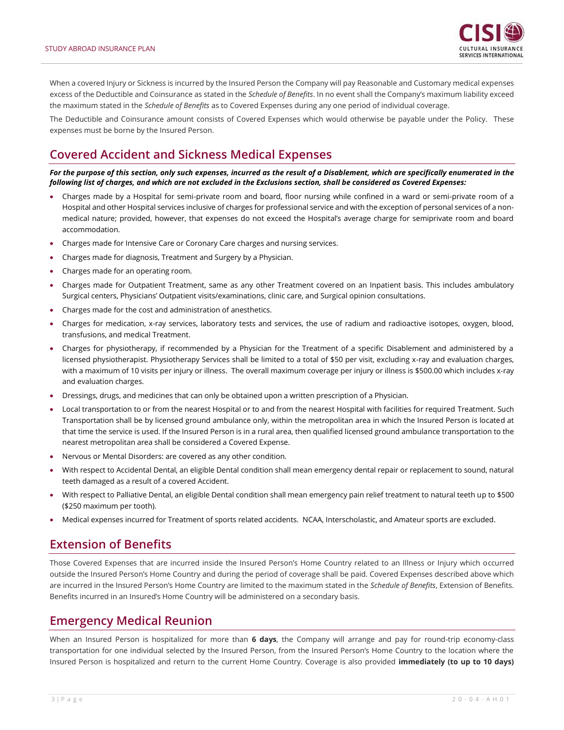When a covered Injury or Sickness is incurred by the Insured Person the Company will pay Reasonable and Customary medical expenses excess of the Deductible and Coinsurance as stated in the *Schedule of Benefits*. In no event shall the Company's maximum liability exceed the maximum stated in the *Schedule of Benefits* as to Covered Expenses during any one period of individual coverage.

The Deductible and Coinsurance amount consists of Covered Expenses which would otherwise be payable under the Policy. These expenses must be borne by the Insured Person.

## Covered Accident and Sickness Medical Expenses

***For the purpose of this section, only such expenses, incurred as the result of a Disablement, which are specifically enumerated in the following list of charges, and which are not excluded in the Exclusions section, shall be considered as Covered Expenses:***

- Charges made by a Hospital for semi-private room and board, floor nursing while confined in a ward or semi-private room of a Hospital and other Hospital services inclusive of charges for professional service and with the exception of personal services of a non-medical nature; provided, however, that expenses do not exceed the Hospital's average charge for semiprivate room and board accommodation.
- Charges made for Intensive Care or Coronary Care charges and nursing services.
- Charges made for diagnosis, Treatment and Surgery by a Physician.
- Charges made for an operating room.
- Charges made for Outpatient Treatment, same as any other Treatment covered on an Inpatient basis. This includes ambulatory Surgical centers, Physicians' Outpatient visits/examinations, clinic care, and Surgical opinion consultations.
- Charges made for the cost and administration of anesthetics.
- Charges for medication, x-ray services, laboratory tests and services, the use of radium and radioactive isotopes, oxygen, blood, transfusions, and medical Treatment.
- Charges for physiotherapy, if recommended by a Physician for the Treatment of a specific Disablement and administered by a licensed physiotherapist. Physiotherapy Services shall be limited to a total of $50 per visit, excluding x-ray and evaluation charges, with a maximum of 10 visits per injury or illness. The overall maximum coverage per injury or illness is $500.00 which includes x-ray and evaluation charges.
- Dressings, drugs, and medicines that can only be obtained upon a written prescription of a Physician.
- Local transportation to or from the nearest Hospital or to and from the nearest Hospital with facilities for required Treatment. Such Transportation shall be by licensed ground ambulance only, within the metropolitan area in which the Insured Person is located at that time the service is used. If the Insured Person is in a rural area, then qualified licensed ground ambulance transportation to the nearest metropolitan area shall be considered a Covered Expense.
- Nervous or Mental Disorders: are covered as any other condition.
- With respect to Accidental Dental, an eligible Dental condition shall mean emergency dental repair or replacement to sound, natural teeth damaged as a result of a covered Accident.
- With respect to Palliative Dental, an eligible Dental condition shall mean emergency pain relief treatment to natural teeth up to $500 ($250 maximum per tooth).
- Medical expenses incurred for Treatment of sports related accidents. NCAA, Interscholastic, and Amateur sports are excluded.

## Extension of Benefits

Those Covered Expenses that are incurred inside the Insured Person's Home Country related to an Illness or Injury which occurred outside the Insured Person's Home Country and during the period of coverage shall be paid. Covered Expenses described above which are incurred in the Insured Person's Home Country are limited to the maximum stated in the *Schedule of Benefits*, Extension of Benefits. Benefits incurred in an Insured's Home Country will be administered on a secondary basis.

## Emergency Medical Reunion

When an Insured Person is hospitalized for more than **6 days**, the Company will arrange and pay for round-trip economy-class transportation for one individual selected by the Insured Person, from the Insured Person's Home Country to the location where the Insured Person is hospitalized and return to the current Home Country. Coverage is also provided **immediately (to up to 10 days)**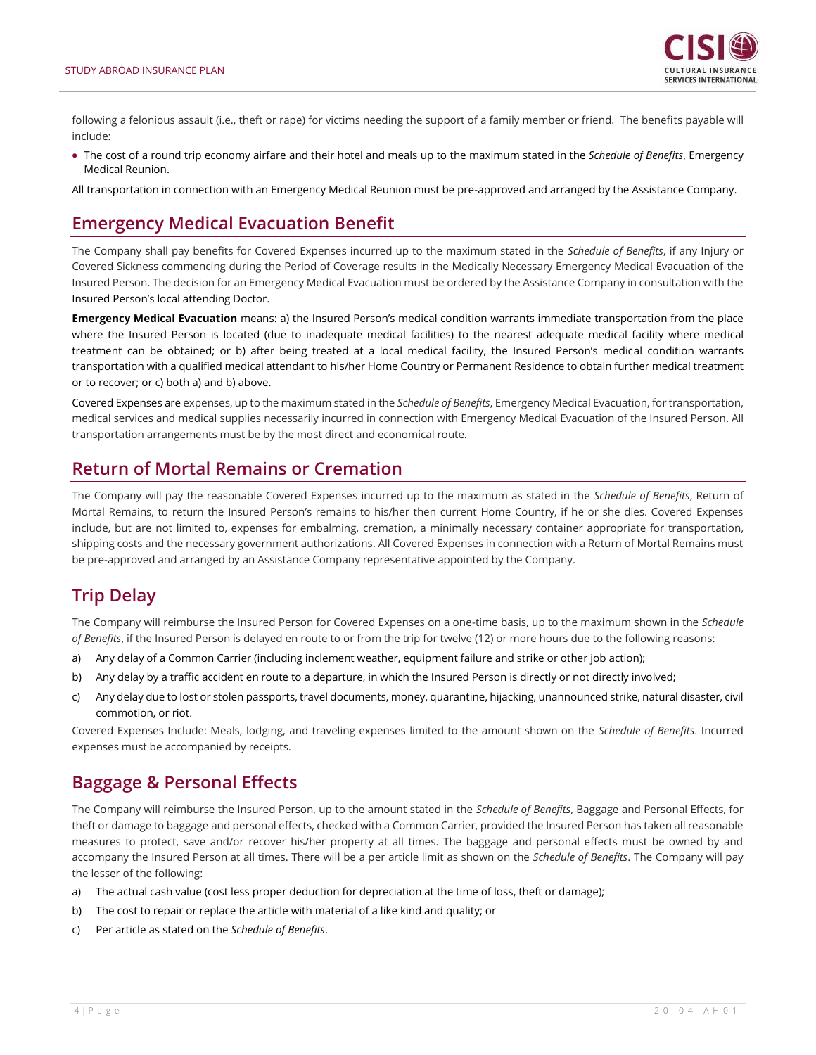following a felonious assault (i.e., theft or rape) for victims needing the support of a family member or friend. The benefits payable will include:

- The cost of a round trip economy airfare and their hotel and meals up to the maximum stated in the *Schedule of Benefits*, Emergency Medical Reunion.

All transportation in connection with an Emergency Medical Reunion must be pre-approved and arranged by the Assistance Company.

## Emergency Medical Evacuation Benefit

The Company shall pay benefits for Covered Expenses incurred up to the maximum stated in the *Schedule of Benefits*, if any Injury or Covered Sickness commencing during the Period of Coverage results in the Medically Necessary Emergency Medical Evacuation of the Insured Person. The decision for an Emergency Medical Evacuation must be ordered by the Assistance Company in consultation with the Insured Person's local attending Doctor.

**Emergency Medical Evacuation** means: a) the Insured Person's medical condition warrants immediate transportation from the place where the Insured Person is located (due to inadequate medical facilities) to the nearest adequate medical facility where medical treatment can be obtained; or b) after being treated at a local medical facility, the Insured Person's medical condition warrants transportation with a qualified medical attendant to his/her Home Country or Permanent Residence to obtain further medical treatment or to recover; or c) both a) and b) above.

Covered Expenses are expenses, up to the maximum stated in the *Schedule of Benefits*, Emergency Medical Evacuation, for transportation, medical services and medical supplies necessarily incurred in connection with Emergency Medical Evacuation of the Insured Person. All transportation arrangements must be by the most direct and economical route.

## Return of Mortal Remains or Cremation

The Company will pay the reasonable Covered Expenses incurred up to the maximum as stated in the *Schedule of Benefits*, Return of Mortal Remains, to return the Insured Person's remains to his/her then current Home Country, if he or she dies. Covered Expenses include, but are not limited to, expenses for embalming, cremation, a minimally necessary container appropriate for transportation, shipping costs and the necessary government authorizations. All Covered Expenses in connection with a Return of Mortal Remains must be pre-approved and arranged by an Assistance Company representative appointed by the Company.

## Trip Delay

The Company will reimburse the Insured Person for Covered Expenses on a one-time basis, up to the maximum shown in the *Schedule of Benefits*, if the Insured Person is delayed en route to or from the trip for twelve (12) or more hours due to the following reasons:

a) Any delay of a Common Carrier (including inclement weather, equipment failure and strike or other job action);

b) Any delay by a traffic accident en route to a departure, in which the Insured Person is directly or not directly involved;

c) Any delay due to lost or stolen passports, travel documents, money, quarantine, hijacking, unannounced strike, natural disaster, civil commotion, or riot.

Covered Expenses Include: Meals, lodging, and traveling expenses limited to the amount shown on the *Schedule of Benefits*. Incurred expenses must be accompanied by receipts.

## Baggage & Personal Effects

The Company will reimburse the Insured Person, up to the amount stated in the *Schedule of Benefits*, Baggage and Personal Effects, for theft or damage to baggage and personal effects, checked with a Common Carrier, provided the Insured Person has taken all reasonable measures to protect, save and/or recover his/her property at all times. The baggage and personal effects must be owned by and accompany the Insured Person at all times. There will be a per article limit as shown on the *Schedule of Benefits*. The Company will pay the lesser of the following:

a) The actual cash value (cost less proper deduction for depreciation at the time of loss, theft or damage);

b) The cost to repair or replace the article with material of a like kind and quality; or

c) Per article as stated on the *Schedule of Benefits*.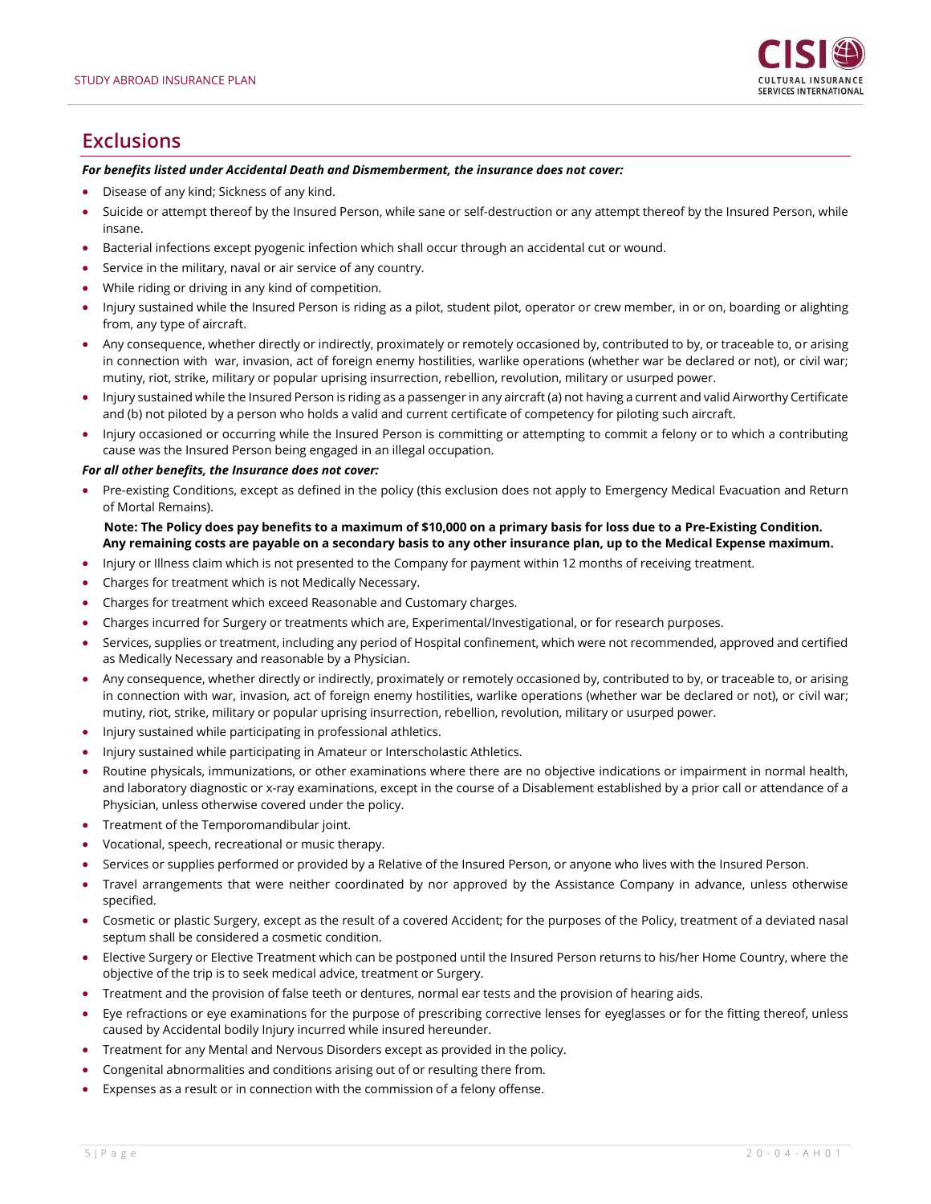## Exclusions

***For benefits listed under Accidental Death and Dismemberment, the insurance does not cover:***

- Disease of any kind; Sickness of any kind.
- Suicide or attempt thereof by the Insured Person, while sane or self-destruction or any attempt thereof by the Insured Person, while insane.
- Bacterial infections except pyogenic infection which shall occur through an accidental cut or wound.
- Service in the military, naval or air service of any country.
- While riding or driving in any kind of competition.
- Injury sustained while the Insured Person is riding as a pilot, student pilot, operator or crew member, in or on, boarding or alighting from, any type of aircraft.
- Any consequence, whether directly or indirectly, proximately or remotely occasioned by, contributed to by, or traceable to, or arising in connection with war, invasion, act of foreign enemy hostilities, warlike operations (whether war be declared or not), or civil war; mutiny, riot, strike, military or popular uprising insurrection, rebellion, revolution, military or usurped power.
- Injury sustained while the Insured Person is riding as a passenger in any aircraft (a) not having a current and valid Airworthy Certificate and (b) not piloted by a person who holds a valid and current certificate of competency for piloting such aircraft.
- Injury occasioned or occurring while the Insured Person is committing or attempting to commit a felony or to which a contributing cause was the Insured Person being engaged in an illegal occupation.

***For all other benefits, the Insurance does not cover:***

- Pre-existing Conditions, except as defined in the policy (this exclusion does not apply to Emergency Medical Evacuation and Return of Mortal Remains).

  **Note: The Policy does pay benefits to a maximum of $10,000 on a primary basis for loss due to a Pre-Existing Condition. Any remaining costs are payable on a secondary basis to any other insurance plan, up to the Medical Expense maximum.**

- Injury or Illness claim which is not presented to the Company for payment within 12 months of receiving treatment.
- Charges for treatment which is not Medically Necessary.
- Charges for treatment which exceed Reasonable and Customary charges.
- Charges incurred for Surgery or treatments which are, Experimental/Investigational, or for research purposes.
- Services, supplies or treatment, including any period of Hospital confinement, which were not recommended, approved and certified as Medically Necessary and reasonable by a Physician.
- Any consequence, whether directly or indirectly, proximately or remotely occasioned by, contributed to by, or traceable to, or arising in connection with war, invasion, act of foreign enemy hostilities, warlike operations (whether war be declared or not), or civil war; mutiny, riot, strike, military or popular uprising insurrection, rebellion, revolution, military or usurped power.
- Injury sustained while participating in professional athletics.
- Injury sustained while participating in Amateur or Interscholastic Athletics.
- Routine physicals, immunizations, or other examinations where there are no objective indications or impairment in normal health, and laboratory diagnostic or x-ray examinations, except in the course of a Disablement established by a prior call or attendance of a Physician, unless otherwise covered under the policy.
- Treatment of the Temporomandibular joint.
- Vocational, speech, recreational or music therapy.
- Services or supplies performed or provided by a Relative of the Insured Person, or anyone who lives with the Insured Person.
- Travel arrangements that were neither coordinated by nor approved by the Assistance Company in advance, unless otherwise specified.
- Cosmetic or plastic Surgery, except as the result of a covered Accident; for the purposes of the Policy, treatment of a deviated nasal septum shall be considered a cosmetic condition.
- Elective Surgery or Elective Treatment which can be postponed until the Insured Person returns to his/her Home Country, where the objective of the trip is to seek medical advice, treatment or Surgery.
- Treatment and the provision of false teeth or dentures, normal ear tests and the provision of hearing aids.
- Eye refractions or eye examinations for the purpose of prescribing corrective lenses for eyeglasses or for the fitting thereof, unless caused by Accidental bodily Injury incurred while insured hereunder.
- Treatment for any Mental and Nervous Disorders except as provided in the policy.
- Congenital abnormalities and conditions arising out of or resulting there from.
- Expenses as a result or in connection with the commission of a felony offense.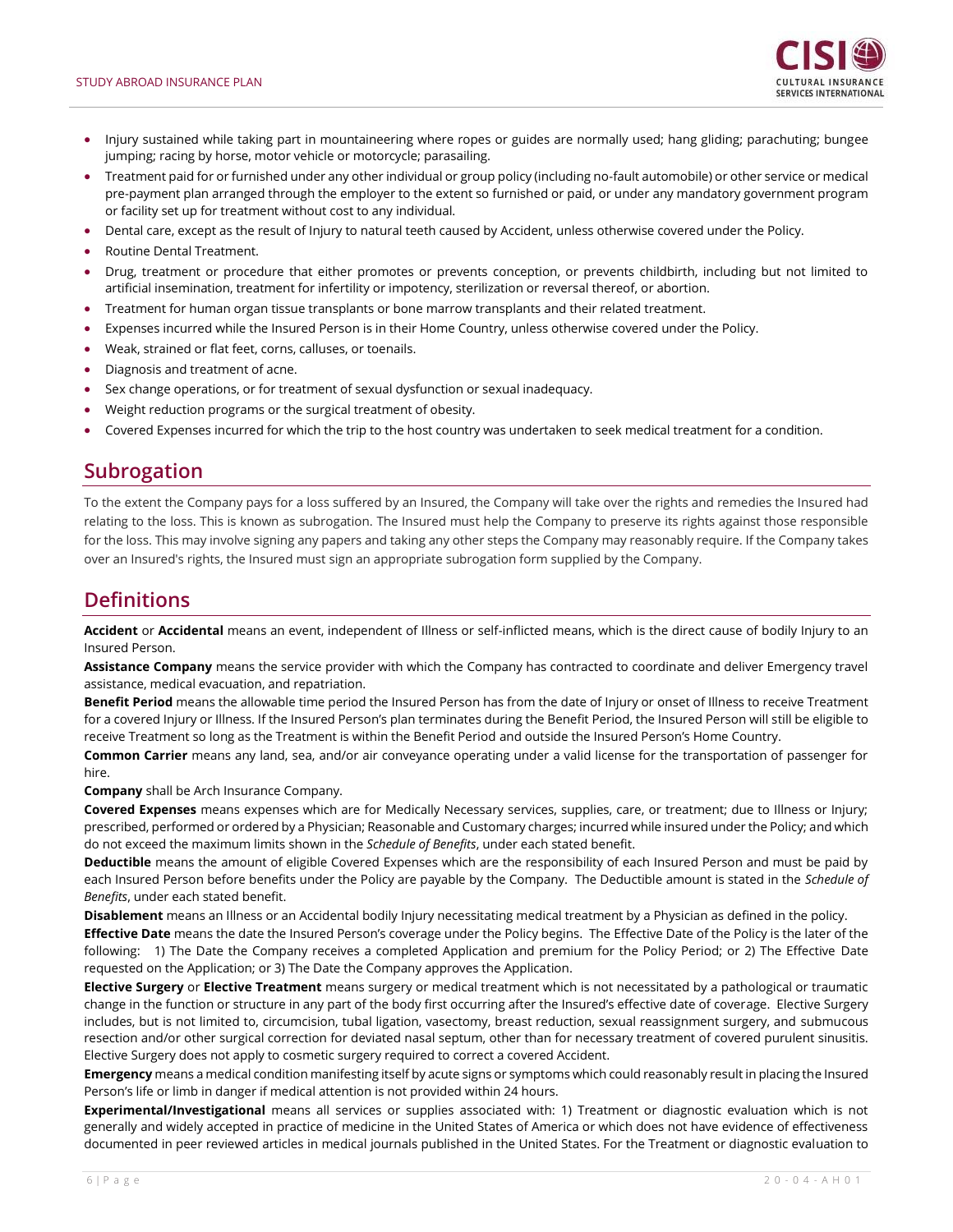- Injury sustained while taking part in mountaineering where ropes or guides are normally used; hang gliding; parachuting; bungee jumping; racing by horse, motor vehicle or motorcycle; parasailing.
- Treatment paid for or furnished under any other individual or group policy (including no-fault automobile) or other service or medical pre-payment plan arranged through the employer to the extent so furnished or paid, or under any mandatory government program or facility set up for treatment without cost to any individual.
- Dental care, except as the result of Injury to natural teeth caused by Accident, unless otherwise covered under the Policy.
- Routine Dental Treatment.
- Drug, treatment or procedure that either promotes or prevents conception, or prevents childbirth, including but not limited to artificial insemination, treatment for infertility or impotency, sterilization or reversal thereof, or abortion.
- Treatment for human organ tissue transplants or bone marrow transplants and their related treatment.
- Expenses incurred while the Insured Person is in their Home Country, unless otherwise covered under the Policy.
- Weak, strained or flat feet, corns, calluses, or toenails.
- Diagnosis and treatment of acne.
- Sex change operations, or for treatment of sexual dysfunction or sexual inadequacy.
- Weight reduction programs or the surgical treatment of obesity.
- Covered Expenses incurred for which the trip to the host country was undertaken to seek medical treatment for a condition.

## Subrogation

To the extent the Company pays for a loss suffered by an Insured, the Company will take over the rights and remedies the Insured had relating to the loss. This is known as subrogation. The Insured must help the Company to preserve its rights against those responsible for the loss. This may involve signing any papers and taking any other steps the Company may reasonably require. If the Company takes over an Insured's rights, the Insured must sign an appropriate subrogation form supplied by the Company.

## Definitions

**Accident** or **Accidental** means an event, independent of Illness or self-inflicted means, which is the direct cause of bodily Injury to an Insured Person.

**Assistance Company** means the service provider with which the Company has contracted to coordinate and deliver Emergency travel assistance, medical evacuation, and repatriation.

**Benefit Period** means the allowable time period the Insured Person has from the date of Injury or onset of Illness to receive Treatment for a covered Injury or Illness. If the Insured Person's plan terminates during the Benefit Period, the Insured Person will still be eligible to receive Treatment so long as the Treatment is within the Benefit Period and outside the Insured Person's Home Country.

**Common Carrier** means any land, sea, and/or air conveyance operating under a valid license for the transportation of passenger for hire.

**Company** shall be Arch Insurance Company.

**Covered Expenses** means expenses which are for Medically Necessary services, supplies, care, or treatment; due to Illness or Injury; prescribed, performed or ordered by a Physician; Reasonable and Customary charges; incurred while insured under the Policy; and which do not exceed the maximum limits shown in the *Schedule of Benefits*, under each stated benefit.

**Deductible** means the amount of eligible Covered Expenses which are the responsibility of each Insured Person and must be paid by each Insured Person before benefits under the Policy are payable by the Company. The Deductible amount is stated in the *Schedule of Benefits*, under each stated benefit.

**Disablement** means an Illness or an Accidental bodily Injury necessitating medical treatment by a Physician as defined in the policy.

**Effective Date** means the date the Insured Person's coverage under the Policy begins. The Effective Date of the Policy is the later of the following: 1) The Date the Company receives a completed Application and premium for the Policy Period; or 2) The Effective Date requested on the Application; or 3) The Date the Company approves the Application.

**Elective Surgery** or **Elective Treatment** means surgery or medical treatment which is not necessitated by a pathological or traumatic change in the function or structure in any part of the body first occurring after the Insured's effective date of coverage. Elective Surgery includes, but is not limited to, circumcision, tubal ligation, vasectomy, breast reduction, sexual reassignment surgery, and submucous resection and/or other surgical correction for deviated nasal septum, other than for necessary treatment of covered purulent sinusitis. Elective Surgery does not apply to cosmetic surgery required to correct a covered Accident.

**Emergency** means a medical condition manifesting itself by acute signs or symptoms which could reasonably result in placing the Insured Person's life or limb in danger if medical attention is not provided within 24 hours.

**Experimental/Investigational** means all services or supplies associated with: 1) Treatment or diagnostic evaluation which is not generally and widely accepted in practice of medicine in the United States of America or which does not have evidence of effectiveness documented in peer reviewed articles in medical journals published in the United States. For the Treatment or diagnostic evaluation to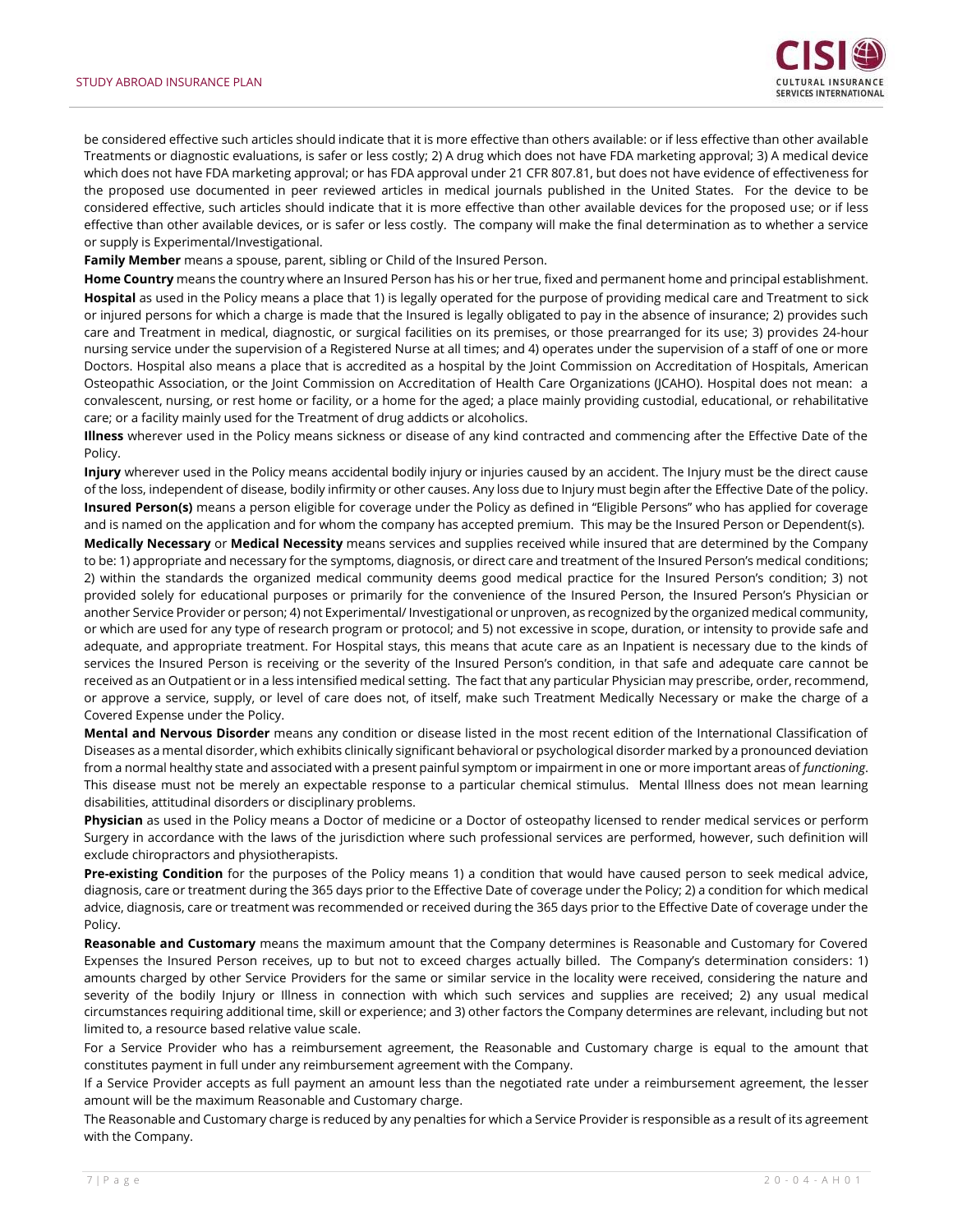be considered effective such articles should indicate that it is more effective than others available: or if less effective than other available Treatments or diagnostic evaluations, is safer or less costly; 2) A drug which does not have FDA marketing approval; 3) A medical device which does not have FDA marketing approval; or has FDA approval under 21 CFR 807.81, but does not have evidence of effectiveness for the proposed use documented in peer reviewed articles in medical journals published in the United States. For the device to be considered effective, such articles should indicate that it is more effective than other available devices for the proposed use; or if less effective than other available devices, or is safer or less costly. The company will make the final determination as to whether a service or supply is Experimental/Investigational.

**Family Member** means a spouse, parent, sibling or Child of the Insured Person.

**Home Country** means the country where an Insured Person has his or her true, fixed and permanent home and principal establishment.

**Hospital** as used in the Policy means a place that 1) is legally operated for the purpose of providing medical care and Treatment to sick or injured persons for which a charge is made that the Insured is legally obligated to pay in the absence of insurance; 2) provides such care and Treatment in medical, diagnostic, or surgical facilities on its premises, or those prearranged for its use; 3) provides 24-hour nursing service under the supervision of a Registered Nurse at all times; and 4) operates under the supervision of a staff of one or more Doctors. Hospital also means a place that is accredited as a hospital by the Joint Commission on Accreditation of Hospitals, American Osteopathic Association, or the Joint Commission on Accreditation of Health Care Organizations (JCAHO). Hospital does not mean: a convalescent, nursing, or rest home or facility, or a home for the aged; a place mainly providing custodial, educational, or rehabilitative care; or a facility mainly used for the Treatment of drug addicts or alcoholics.

**Illness** wherever used in the Policy means sickness or disease of any kind contracted and commencing after the Effective Date of the Policy.

**Injury** wherever used in the Policy means accidental bodily injury or injuries caused by an accident. The Injury must be the direct cause of the loss, independent of disease, bodily infirmity or other causes. Any loss due to Injury must begin after the Effective Date of the policy.

**Insured Person(s)** means a person eligible for coverage under the Policy as defined in "Eligible Persons" who has applied for coverage and is named on the application and for whom the company has accepted premium. This may be the Insured Person or Dependent(s).

**Medically Necessary** or **Medical Necessity** means services and supplies received while insured that are determined by the Company to be: 1) appropriate and necessary for the symptoms, diagnosis, or direct care and treatment of the Insured Person's medical conditions; 2) within the standards the organized medical community deems good medical practice for the Insured Person's condition; 3) not provided solely for educational purposes or primarily for the convenience of the Insured Person, the Insured Person's Physician or another Service Provider or person; 4) not Experimental/ Investigational or unproven, as recognized by the organized medical community, or which are used for any type of research program or protocol; and 5) not excessive in scope, duration, or intensity to provide safe and adequate, and appropriate treatment. For Hospital stays, this means that acute care as an Inpatient is necessary due to the kinds of services the Insured Person is receiving or the severity of the Insured Person's condition, in that safe and adequate care cannot be received as an Outpatient or in a less intensified medical setting. The fact that any particular Physician may prescribe, order, recommend, or approve a service, supply, or level of care does not, of itself, make such Treatment Medically Necessary or make the charge of a Covered Expense under the Policy.

**Mental and Nervous Disorder** means any condition or disease listed in the most recent edition of the International Classification of Diseases as a mental disorder, which exhibits clinically significant behavioral or psychological disorder marked by a pronounced deviation from a normal healthy state and associated with a present painful symptom or impairment in one or more important areas of *functioning*. This disease must not be merely an expectable response to a particular chemical stimulus. Mental Illness does not mean learning disabilities, attitudinal disorders or disciplinary problems.

**Physician** as used in the Policy means a Doctor of medicine or a Doctor of osteopathy licensed to render medical services or perform Surgery in accordance with the laws of the jurisdiction where such professional services are performed, however, such definition will exclude chiropractors and physiotherapists.

**Pre-existing Condition** for the purposes of the Policy means 1) a condition that would have caused person to seek medical advice, diagnosis, care or treatment during the 365 days prior to the Effective Date of coverage under the Policy; 2) a condition for which medical advice, diagnosis, care or treatment was recommended or received during the 365 days prior to the Effective Date of coverage under the Policy.

**Reasonable and Customary** means the maximum amount that the Company determines is Reasonable and Customary for Covered Expenses the Insured Person receives, up to but not to exceed charges actually billed. The Company's determination considers: 1) amounts charged by other Service Providers for the same or similar service in the locality were received, considering the nature and severity of the bodily Injury or Illness in connection with which such services and supplies are received; 2) any usual medical circumstances requiring additional time, skill or experience; and 3) other factors the Company determines are relevant, including but not limited to, a resource based relative value scale.

For a Service Provider who has a reimbursement agreement, the Reasonable and Customary charge is equal to the amount that constitutes payment in full under any reimbursement agreement with the Company.

If a Service Provider accepts as full payment an amount less than the negotiated rate under a reimbursement agreement, the lesser amount will be the maximum Reasonable and Customary charge.

The Reasonable and Customary charge is reduced by any penalties for which a Service Provider is responsible as a result of its agreement with the Company.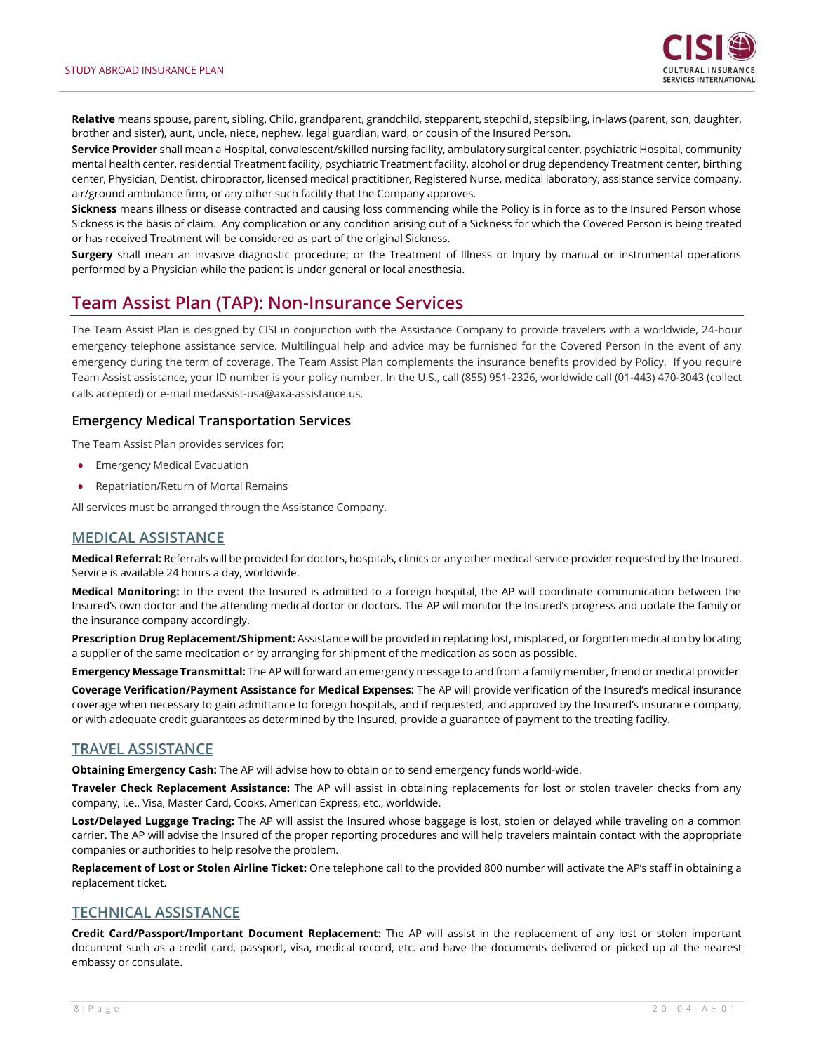**Relative** means spouse, parent, sibling, Child, grandparent, grandchild, stepparent, stepchild, stepsibling, in-laws (parent, son, daughter, brother and sister), aunt, uncle, niece, nephew, legal guardian, ward, or cousin of the Insured Person.

**Service Provider** shall mean a Hospital, convalescent/skilled nursing facility, ambulatory surgical center, psychiatric Hospital, community mental health center, residential Treatment facility, psychiatric Treatment facility, alcohol or drug dependency Treatment center, birthing center, Physician, Dentist, chiropractor, licensed medical practitioner, Registered Nurse, medical laboratory, assistance service company, air/ground ambulance firm, or any other such facility that the Company approves.

**Sickness** means illness or disease contracted and causing loss commencing while the Policy is in force as to the Insured Person whose Sickness is the basis of claim. Any complication or any condition arising out of a Sickness for which the Covered Person is being treated or has received Treatment will be considered as part of the original Sickness.

**Surgery** shall mean an invasive diagnostic procedure; or the Treatment of Illness or Injury by manual or instrumental operations performed by a Physician while the patient is under general or local anesthesia.

## Team Assist Plan (TAP): Non-Insurance Services

The Team Assist Plan is designed by CISI in conjunction with the Assistance Company to provide travelers with a worldwide, 24-hour emergency telephone assistance service. Multilingual help and advice may be furnished for the Covered Person in the event of any emergency during the term of coverage. The Team Assist Plan complements the insurance benefits provided by Policy. If you require Team Assist assistance, your ID number is your policy number. In the U.S., call (855) 951-2326, worldwide call (01-443) 470-3043 (collect calls accepted) or e-mail medassist-usa@axa-assistance.us.

### Emergency Medical Transportation Services

The Team Assist Plan provides services for:

- Emergency Medical Evacuation
- Repatriation/Return of Mortal Remains

All services must be arranged through the Assistance Company.

### MEDICAL ASSISTANCE

**Medical Referral:** Referrals will be provided for doctors, hospitals, clinics or any other medical service provider requested by the Insured. Service is available 24 hours a day, worldwide.

**Medical Monitoring:** In the event the Insured is admitted to a foreign hospital, the AP will coordinate communication between the Insured's own doctor and the attending medical doctor or doctors. The AP will monitor the Insured's progress and update the family or the insurance company accordingly.

**Prescription Drug Replacement/Shipment:** Assistance will be provided in replacing lost, misplaced, or forgotten medication by locating a supplier of the same medication or by arranging for shipment of the medication as soon as possible.

**Emergency Message Transmittal:** The AP will forward an emergency message to and from a family member, friend or medical provider.

**Coverage Verification/Payment Assistance for Medical Expenses:** The AP will provide verification of the Insured's medical insurance coverage when necessary to gain admittance to foreign hospitals, and if requested, and approved by the Insured's insurance company, or with adequate credit guarantees as determined by the Insured, provide a guarantee of payment to the treating facility.

### TRAVEL ASSISTANCE

**Obtaining Emergency Cash:** The AP will advise how to obtain or to send emergency funds world-wide.

**Traveler Check Replacement Assistance:** The AP will assist in obtaining replacements for lost or stolen traveler checks from any company, i.e., Visa, Master Card, Cooks, American Express, etc., worldwide.

**Lost/Delayed Luggage Tracing:** The AP will assist the Insured whose baggage is lost, stolen or delayed while traveling on a common carrier. The AP will advise the Insured of the proper reporting procedures and will help travelers maintain contact with the appropriate companies or authorities to help resolve the problem.

**Replacement of Lost or Stolen Airline Ticket:** One telephone call to the provided 800 number will activate the AP's staff in obtaining a replacement ticket.

### TECHNICAL ASSISTANCE

**Credit Card/Passport/Important Document Replacement:** The AP will assist in the replacement of any lost or stolen important document such as a credit card, passport, visa, medical record, etc. and have the documents delivered or picked up at the nearest embassy or consulate.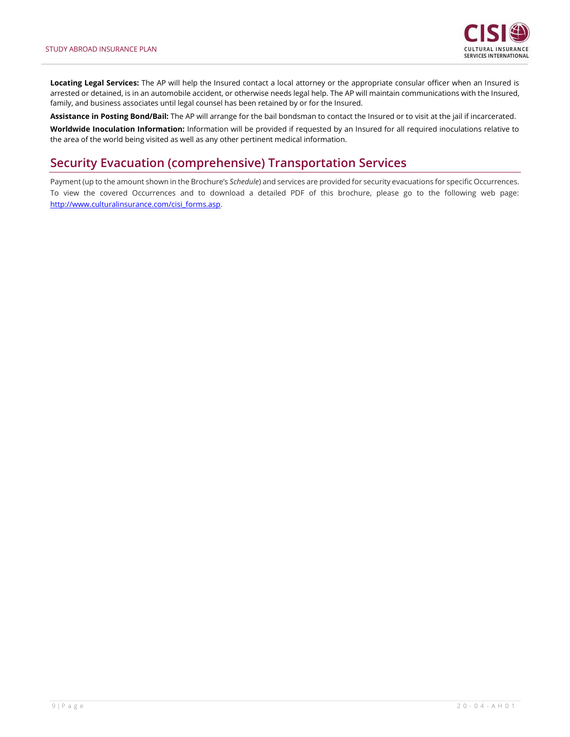**Locating Legal Services:** The AP will help the Insured contact a local attorney or the appropriate consular officer when an Insured is arrested or detained, is in an automobile accident, or otherwise needs legal help. The AP will maintain communications with the Insured, family, and business associates until legal counsel has been retained by or for the Insured.

**Assistance in Posting Bond/Bail:** The AP will arrange for the bail bondsman to contact the Insured or to visit at the jail if incarcerated.

**Worldwide Inoculation Information:** Information will be provided if requested by an Insured for all required inoculations relative to the area of the world being visited as well as any other pertinent medical information.

## Security Evacuation (comprehensive) Transportation Services

Payment (up to the amount shown in the Brochure's *Schedule*) and services are provided for security evacuations for specific Occurrences. To view the covered Occurrences and to download a detailed PDF of this brochure, please go to the following web page: [http://www.culturalinsurance.com/cisi_forms.asp](http://www.culturalinsurance.com/cisi_forms.asp).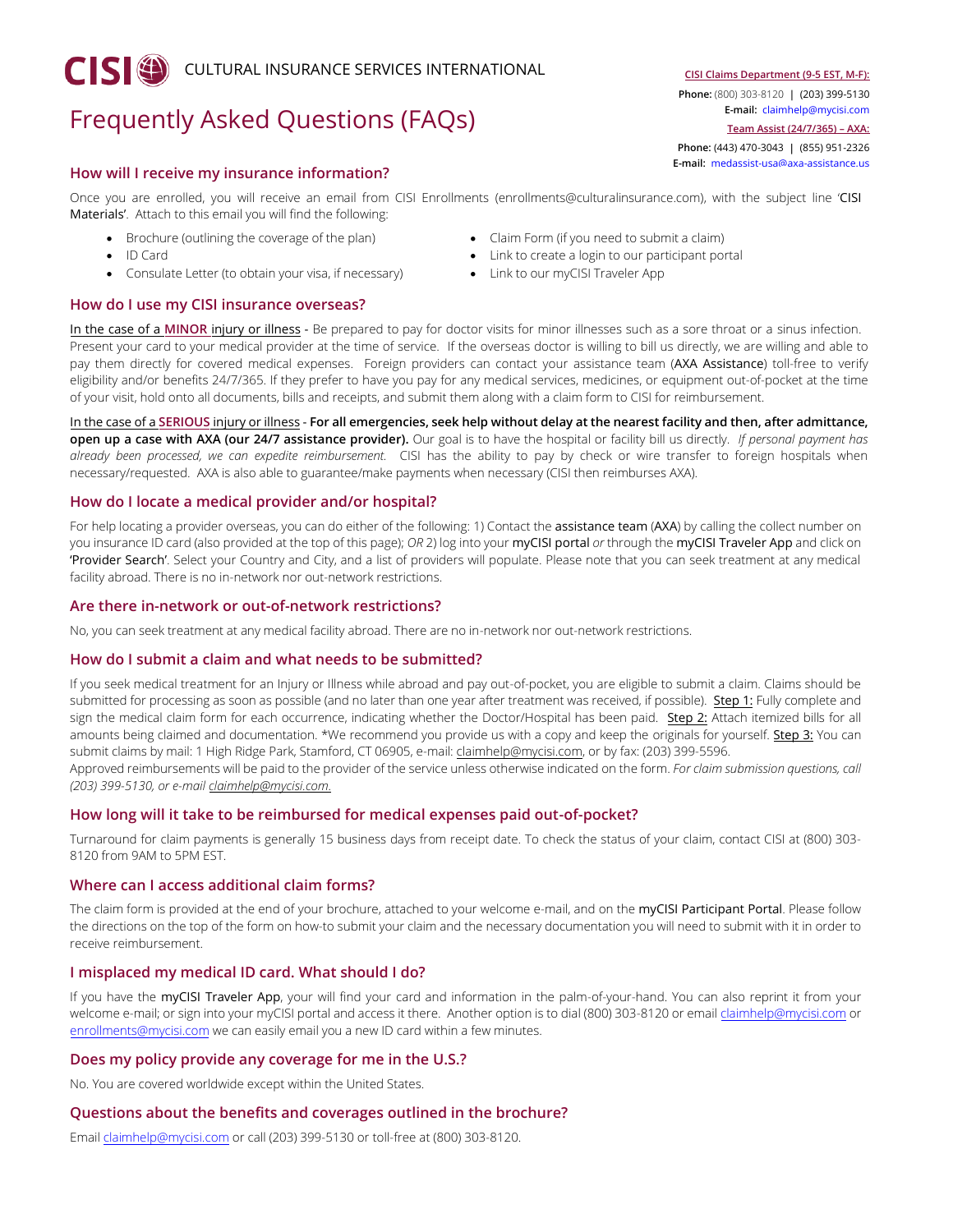**CISI** CULTURAL INSURANCE SERVICES INTERNATIONAL

# Frequently Asked Questions (FAQs)

**CISI Claims Department (9-5 EST, M-F):**
**Phone:** (800) 303-8120 | (203) 399-5130
**E-mail:** claimhelp@mycisi.com

**Team Assist (24/7/365) – AXA:**
**Phone:** (443) 470-3043 | (855) 951-2326
**E-mail:** medassist-usa@axa-assistance.us

## How will I receive my insurance information?

Once you are enrolled, you will receive an email from CISI Enrollments (enrollments@culturalinsurance.com), with the subject line 'CISI Materials'. Attach to this email you will find the following:

- Brochure (outlining the coverage of the plan)
- ID Card
- Consulate Letter (to obtain your visa, if necessary)
- Claim Form (if you need to submit a claim)
- Link to create a login to our participant portal
- Link to our myCISI Traveler App

## How do I use my CISI insurance overseas?

In the case of a **MINOR** injury or illness - Be prepared to pay for doctor visits for minor illnesses such as a sore throat or a sinus infection. Present your card to your medical provider at the time of service. If the overseas doctor is willing to bill us directly, we are willing and able to pay them directly for covered medical expenses. Foreign providers can contact your assistance team (AXA Assistance) toll-free to verify eligibility and/or benefits 24/7/365. If they prefer to have you pay for any medical services, medicines, or equipment out-of-pocket at the time of your visit, hold onto all documents, bills and receipts, and submit them along with a claim form to CISI for reimbursement.

In the case of a **SERIOUS** injury or illness - **For all emergencies, seek help without delay at the nearest facility and then, after admittance, open up a case with AXA (our 24/7 assistance provider).** Our goal is to have the hospital or facility bill us directly. *If personal payment has already been processed, we can expedite reimbursement.* CISI has the ability to pay by check or wire transfer to foreign hospitals when necessary/requested. AXA is also able to guarantee/make payments when necessary (CISI then reimburses AXA).

## How do I locate a medical provider and/or hospital?

For help locating a provider overseas, you can do either of the following: 1) Contact the assistance team (AXA) by calling the collect number on you insurance ID card (also provided at the top of this page); *OR* 2) log into your myCISI portal *or* through the myCISI Traveler App and click on 'Provider Search'. Select your Country and City, and a list of providers will populate. Please note that you can seek treatment at any medical facility abroad. There is no in-network nor out-network restrictions.

## Are there in-network or out-of-network restrictions?

No, you can seek treatment at any medical facility abroad. There are no in-network nor out-network restrictions.

## How do I submit a claim and what needs to be submitted?

If you seek medical treatment for an Injury or Illness while abroad and pay out-of-pocket, you are eligible to submit a claim. Claims should be submitted for processing as soon as possible (and no later than one year after treatment was received, if possible). Step 1: Fully complete and sign the medical claim form for each occurrence, indicating whether the Doctor/Hospital has been paid. Step 2: Attach itemized bills for all amounts being claimed and documentation. *We recommend you provide us with a copy and keep the originals for yourself. Step 3: You can submit claims by mail: 1 High Ridge Park, Stamford, CT 06905, e-mail: claimhelp@mycisi.com, or by fax: (203) 399-5596.
Approved reimbursements will be paid to the provider of the service unless otherwise indicated on the form. *For claim submission questions, call (203) 399-5130, or e-mail claimhelp@mycisi.com.*

## How long will it take to be reimbursed for medical expenses paid out-of-pocket?

Turnaround for claim payments is generally 15 business days from receipt date. To check the status of your claim, contact CISI at (800) 303-8120 from 9AM to 5PM EST.

## Where can I access additional claim forms?

The claim form is provided at the end of your brochure, attached to your welcome e-mail, and on the myCISI Participant Portal. Please follow the directions on the top of the form on how-to submit your claim and the necessary documentation you will need to submit with it in order to receive reimbursement.

## I misplaced my medical ID card. What should I do?

If you have the myCISI Traveler App, your will find your card and information in the palm-of-your-hand. You can also reprint it from your welcome e-mail; or sign into your myCISI portal and access it there. Another option is to dial (800) 303-8120 or email claimhelp@mycisi.com or enrollments@mycisi.com we can easily email you a new ID card within a few minutes.

## Does my policy provide any coverage for me in the U.S.?

No. You are covered worldwide except within the United States.

## Questions about the benefits and coverages outlined in the brochure?

Email claimhelp@mycisi.com or call (203) 399-5130 or toll-free at (800) 303-8120.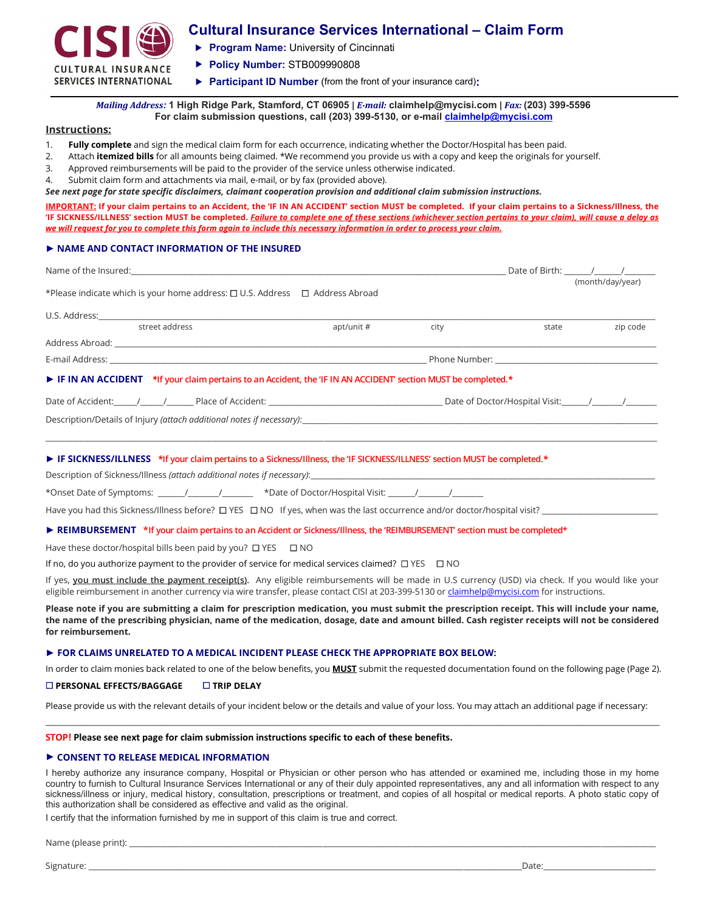CISI
CULTURAL INSURANCE SERVICES INTERNATIONAL

# Cultural Insurance Services International – Claim Form

- **Program Name:** University of Cincinnati
- **Policy Number:** STB009990808
- **Participant ID Number** (from the front of your insurance card)**:**

***Mailing Address:*** **1 High Ridge Park, Stamford, CT 06905** | ***E-mail:*** **claimhelp@mycisi.com** | ***Fax:*** **(203) 399-5596**
**For claim submission questions, call (203) 399-5130, or e-mail claimhelp@mycisi.com**

## Instructions:

1. **Fully complete** and sign the medical claim form for each occurrence, indicating whether the Doctor/Hospital has been paid.
2. Attach **itemized bills** for all amounts being claimed. *We recommend you provide us with a copy and keep the originals for yourself.
3. Approved reimbursements will be paid to the provider of the service unless otherwise indicated.
4. Submit claim form and attachments via mail, e-mail, or by fax (provided above).

***See next page for state specific disclaimers, claimant cooperation provision and additional claim submission instructions.***

**IMPORTANT: If your claim pertains to an Accident, the 'IF IN AN ACCIDENT' section MUST be completed. If your claim pertains to a Sickness/Illness, the 'IF SICKNESS/ILLNESS' section MUST be completed. *Failure to complete one of these sections (whichever section pertains to your claim), will cause a delay as we will request for you to complete this form again to include this necessary information in order to process your claim.***

### ► NAME AND CONTACT INFORMATION OF THE INSURED

Name of the Insured:______________________________ Date of Birth: ______/______/_______ (month/day/year)

*Please indicate which is your home address: ☐ U.S. Address ☐ Address Abroad

U.S. Address:______________________________
street address | apt/unit # | city | state | zip code

Address Abroad: ______________________________

E-mail Address: ______________________________ Phone Number: ______________________________

### ► IF IN AN ACCIDENT *If your claim pertains to an Accident, the 'IF IN AN ACCIDENT' section MUST be completed.*

Date of Accident:_____/_____/______ Place of Accident: ______________________________ Date of Doctor/Hospital Visit:______/_______/_______

Description/Details of Injury *(attach additional notes if necessary)*:______________________________

______________________________

### ► IF SICKNESS/ILLNESS *If your claim pertains to a Sickness/Illness, the 'IF SICKNESS/ILLNESS' section MUST be completed.*

Description of Sickness/Illness *(attach additional notes if necessary)*:______________________________

*Onset Date of Symptoms: ______/_______/_______ *Date of Doctor/Hospital Visit: ______/_______/_______

Have you had this Sickness/Illness before? ☐ YES ☐ NO If yes, when was the last occurrence and/or doctor/hospital visit? ______________________________

### ► REIMBURSEMENT *If your claim pertains to an Accident or Sickness/Illness, the 'REIMBURSEMENT' section must be completed*

Have these doctor/hospital bills been paid by you? ☐ YES ☐ NO

If no, do you authorize payment to the provider of service for medical services claimed? ☐ YES ☐ NO

If yes, **you must include the payment receipt(s).** Any eligible reimbursements will be made in U.S currency (USD) via check. If you would like your eligible reimbursement in another currency via wire transfer, please contact CISI at 203-399-5130 or claimhelp@mycisi.com for instructions.

**Please note if you are submitting a claim for prescription medication, you must submit the prescription receipt. This will include your name, the name of the prescribing physician, name of the medication, dosage, date and amount billed. Cash register receipts will not be considered for reimbursement.**

### ► FOR CLAIMS UNRELATED TO A MEDICAL INCIDENT PLEASE CHECK THE APPROPRIATE BOX BELOW:

In order to claim monies back related to one of the below benefits, you **MUST** submit the requested documentation found on the following page (Page 2).

☐ **PERSONAL EFFECTS/BAGGAGE** ☐ **TRIP DELAY**

Please provide us with the relevant details of your incident below or the details and value of your loss. You may attach an additional page if necessary:

______________________________

**STOP! Please see next page for claim submission instructions specific to each of these benefits.**

### ► CONSENT TO RELEASE MEDICAL INFORMATION

I hereby authorize any insurance company, Hospital or Physician or other person who has attended or examined me, including those in my home country to furnish to Cultural Insurance Services International or any of their duly appointed representatives, any and all information with respect to any sickness/illness or injury, medical history, consultation, prescriptions or treatment, and copies of all hospital or medical reports. A photo static copy of this authorization shall be considered as effective and valid as the original.

I certify that the information furnished by me in support of this claim is true and correct.

Name (please print): ______________________________

Signature: ______________________________ Date:______________________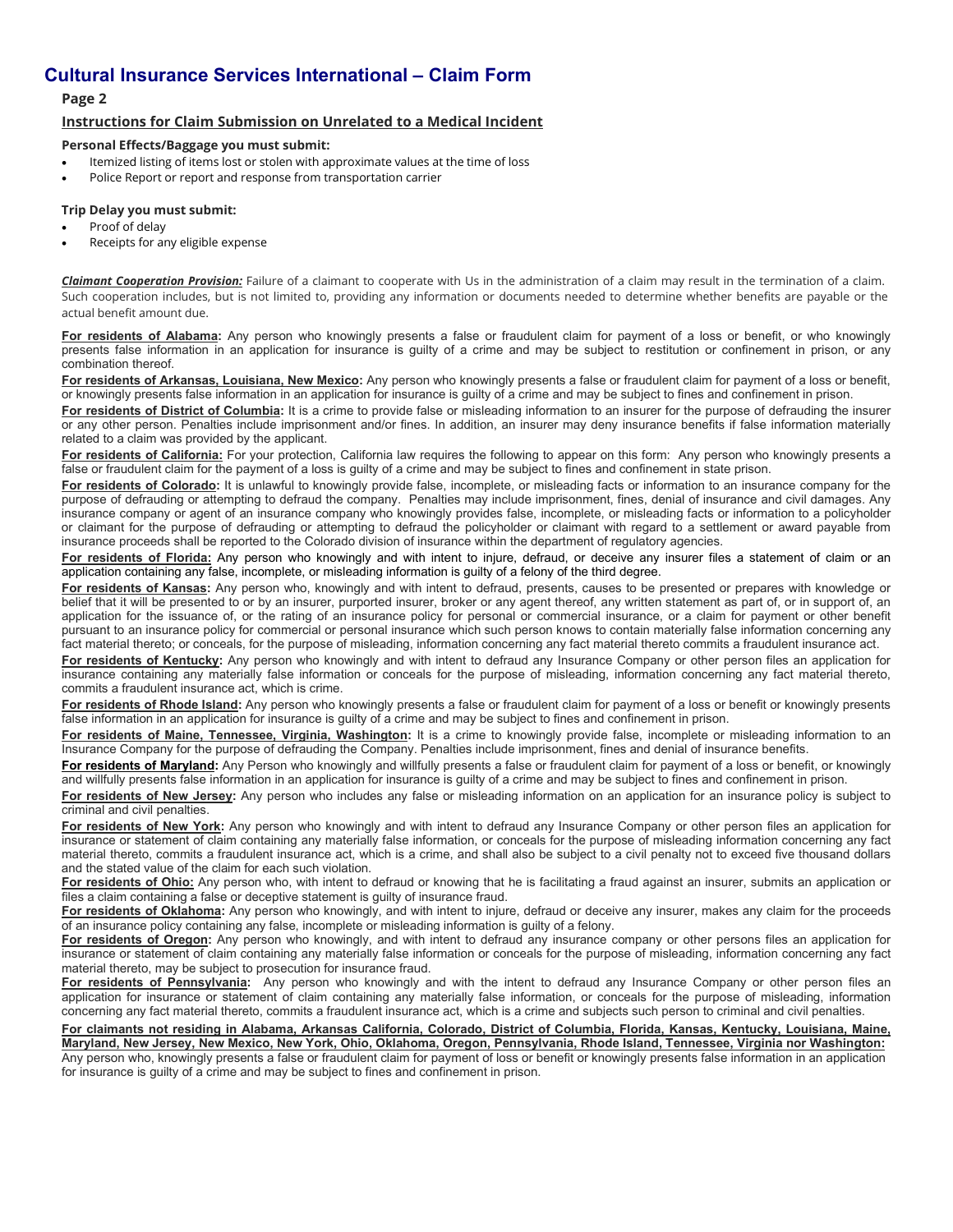# Cultural Insurance Services International – Claim Form

**Page 2**

## Instructions for Claim Submission on Unrelated to a Medical Incident

**Personal Effects/Baggage you must submit:**

- Itemized listing of items lost or stolen with approximate values at the time of loss
- Police Report or report and response from transportation carrier

**Trip Delay you must submit:**

- Proof of delay
- Receipts for any eligible expense

***Claimant Cooperation Provision:*** Failure of a claimant to cooperate with Us in the administration of a claim may result in the termination of a claim. Such cooperation includes, but is not limited to, providing any information or documents needed to determine whether benefits are payable or the actual benefit amount due.

**For residents of Alabama:** Any person who knowingly presents a false or fraudulent claim for payment of a loss or benefit, or who knowingly presents false information in an application for insurance is guilty of a crime and may be subject to restitution or confinement in prison, or any combination thereof.

**For residents of Arkansas, Louisiana, New Mexico:** Any person who knowingly presents a false or fraudulent claim for payment of a loss or benefit, or knowingly presents false information in an application for insurance is guilty of a crime and may be subject to fines and confinement in prison.

**For residents of District of Columbia:** It is a crime to provide false or misleading information to an insurer for the purpose of defrauding the insurer or any other person. Penalties include imprisonment and/or fines. In addition, an insurer may deny insurance benefits if false information materially related to a claim was provided by the applicant.

**For residents of California:** For your protection, California law requires the following to appear on this form: Any person who knowingly presents a false or fraudulent claim for the payment of a loss is guilty of a crime and may be subject to fines and confinement in state prison.

**For residents of Colorado:** It is unlawful to knowingly provide false, incomplete, or misleading facts or information to an insurance company for the purpose of defrauding or attempting to defraud the company. Penalties may include imprisonment, fines, denial of insurance and civil damages. Any insurance company or agent of an insurance company who knowingly provides false, incomplete, or misleading facts or information to a policyholder or claimant for the purpose of defrauding or attempting to defraud the policyholder or claimant with regard to a settlement or award payable from insurance proceeds shall be reported to the Colorado division of insurance within the department of regulatory agencies.

**For residents of Florida:** Any person who knowingly and with intent to injure, defraud, or deceive any insurer files a statement of claim or an application containing any false, incomplete, or misleading information is guilty of a felony of the third degree.

**For residents of Kansas:** Any person who, knowingly and with intent to defraud, presents, causes to be presented or prepares with knowledge or belief that it will be presented to or by an insurer, purported insurer, broker or any agent thereof, any written statement as part of, or in support of, an application for the issuance of, or the rating of an insurance policy for personal or commercial insurance, or a claim for payment or other benefit pursuant to an insurance policy for commercial or personal insurance which such person knows to contain materially false information concerning any fact material thereto; or conceals, for the purpose of misleading, information concerning any fact material thereto commits a fraudulent insurance act.

**For residents of Kentucky:** Any person who knowingly and with intent to defraud any Insurance Company or other person files an application for insurance containing any materially false information or conceals for the purpose of misleading, information concerning any fact material thereto, commits a fraudulent insurance act, which is crime.

**For residents of Rhode Island:** Any person who knowingly presents a false or fraudulent claim for payment of a loss or benefit or knowingly presents false information in an application for insurance is guilty of a crime and may be subject to fines and confinement in prison.

**For residents of Maine, Tennessee, Virginia, Washington:** It is a crime to knowingly provide false, incomplete or misleading information to an Insurance Company for the purpose of defrauding the Company. Penalties include imprisonment, fines and denial of insurance benefits.

**For residents of Maryland:** Any Person who knowingly and willfully presents a false or fraudulent claim for payment of a loss or benefit, or knowingly and willfully presents false information in an application for insurance is guilty of a crime and may be subject to fines and confinement in prison.

**For residents of New Jersey:** Any person who includes any false or misleading information on an application for an insurance policy is subject to criminal and civil penalties.

**For residents of New York:** Any person who knowingly and with intent to defraud any Insurance Company or other person files an application for insurance or statement of claim containing any materially false information, or conceals for the purpose of misleading information concerning any fact material thereto, commits a fraudulent insurance act, which is a crime, and shall also be subject to a civil penalty not to exceed five thousand dollars and the stated value of the claim for each such violation.

**For residents of Ohio:** Any person who, with intent to defraud or knowing that he is facilitating a fraud against an insurer, submits an application or files a claim containing a false or deceptive statement is guilty of insurance fraud.

**For residents of Oklahoma:** Any person who knowingly, and with intent to injure, defraud or deceive any insurer, makes any claim for the proceeds of an insurance policy containing any false, incomplete or misleading information is guilty of a felony.

**For residents of Oregon:** Any person who knowingly, and with intent to defraud any insurance company or other persons files an application for insurance or statement of claim containing any materially false information or conceals for the purpose of misleading, information concerning any fact material thereto, may be subject to prosecution for insurance fraud.

**For residents of Pennsylvania:** Any person who knowingly and with the intent to defraud any Insurance Company or other person files an application for insurance or statement of claim containing any materially false information, or conceals for the purpose of misleading, information concerning any fact material thereto, commits a fraudulent insurance act, which is a crime and subjects such person to criminal and civil penalties.

**For claimants not residing in Alabama, Arkansas California, Colorado, District of Columbia, Florida, Kansas, Kentucky, Louisiana, Maine, Maryland, New Jersey, New Mexico, New York, Ohio, Oklahoma, Oregon, Pennsylvania, Rhode Island, Tennessee, Virginia nor Washington:**
Any person who, knowingly presents a false or fraudulent claim for payment of loss or benefit or knowingly presents false information in an application for insurance is guilty of a crime and may be subject to fines and confinement in prison.